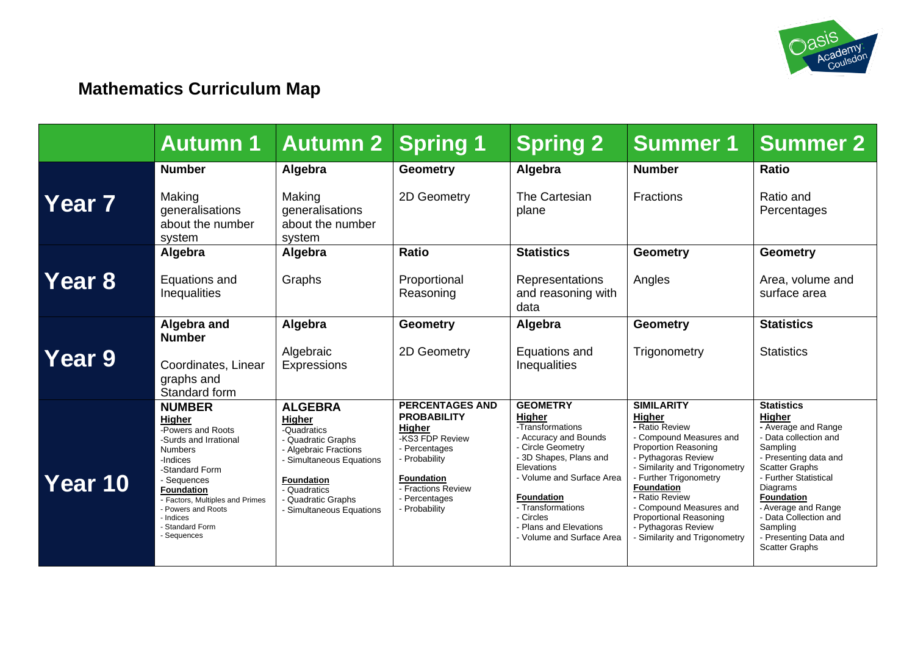# Mathematics Curriculum Map

| | Autumn 1 | Autumn 2 | Spring 1 | Spring 2 | Summer 1 | Summer 2 |
|---|---|---|---|---|---|---|
| **Year 7** | **Number**<br><br>Making generalisations about the number system | **Algebra**<br><br>Making generalisations about the number system | **Geometry**<br><br>2D Geometry | **Algebra**<br><br>The Cartesian plane | **Number**<br><br>Fractions | **Ratio**<br><br>Ratio and Percentages |
| **Year 8** | **Algebra**<br><br>Equations and Inequalities | **Algebra**<br><br>Graphs | **Ratio**<br><br>Proportional Reasoning | **Statistics**<br><br>Representations and reasoning with data | **Geometry**<br><br>Angles | **Geometry**<br><br>Area, volume and surface area |
| **Year 9** | **Algebra and Number**<br><br>Coordinates, Linear graphs and Standard form | **Algebra**<br><br>Algebraic Expressions | **Geometry**<br><br>2D Geometry | **Algebra**<br><br>Equations and Inequalities | **Geometry**<br><br>Trigonometry | **Statistics**<br><br>Statistics |
| **Year 10** | **NUMBER**<br>**Higher**<br>-Powers and Roots<br>-Surds and Irrational Numbers<br>-Indices<br>-Standard Form<br>- Sequences<br>**Foundation**<br>- Factors, Multiples and Primes<br>- Powers and Roots<br>- Indices<br>- Standard Form<br>- Sequences | **ALGEBRA**<br>**Higher**<br>-Quadratics<br>- Quadratic Graphs<br>- Algebraic Fractions<br>- Simultaneous Equations<br><br>**Foundation**<br>- Quadratics<br>- Quadratic Graphs<br>- Simultaneous Equations | **PERCENTAGES AND PROBABILITY**<br>**Higher**<br>-KS3 FDP Review<br>- Percentages<br>- Probability<br><br>**Foundation**<br>- Fractions Review<br>- Percentages<br>- Probability | **GEOMETRY**<br>**Higher**<br>-Transformations<br>- Accuracy and Bounds<br>- Circle Geometry<br>- 3D Shapes, Plans and Elevations<br>- Volume and Surface Area<br><br>**Foundation**<br>- Transformations<br>- Circles<br>- Plans and Elevations<br>- Volume and Surface Area | **SIMILARITY**<br>**Higher**<br>- Ratio Review<br>- Compound Measures and Proportion Reasoning<br>- Pythagoras Review<br>- Similarity and Trigonometry<br>- Further Trigonometry<br>**Foundation**<br>- Ratio Review<br>- Compound Measures and Proportional Reasoning<br>- Pythagoras Review<br>- Similarity and Trigonometry | **Statistics**<br>**Higher**<br>- Average and Range<br>- Data collection and Sampling<br>- Presenting data and Scatter Graphs<br>- Further Statistical Diagrams<br>**Foundation**<br>- Average and Range<br>- Data Collection and Sampling<br>- Presenting Data and Scatter Graphs |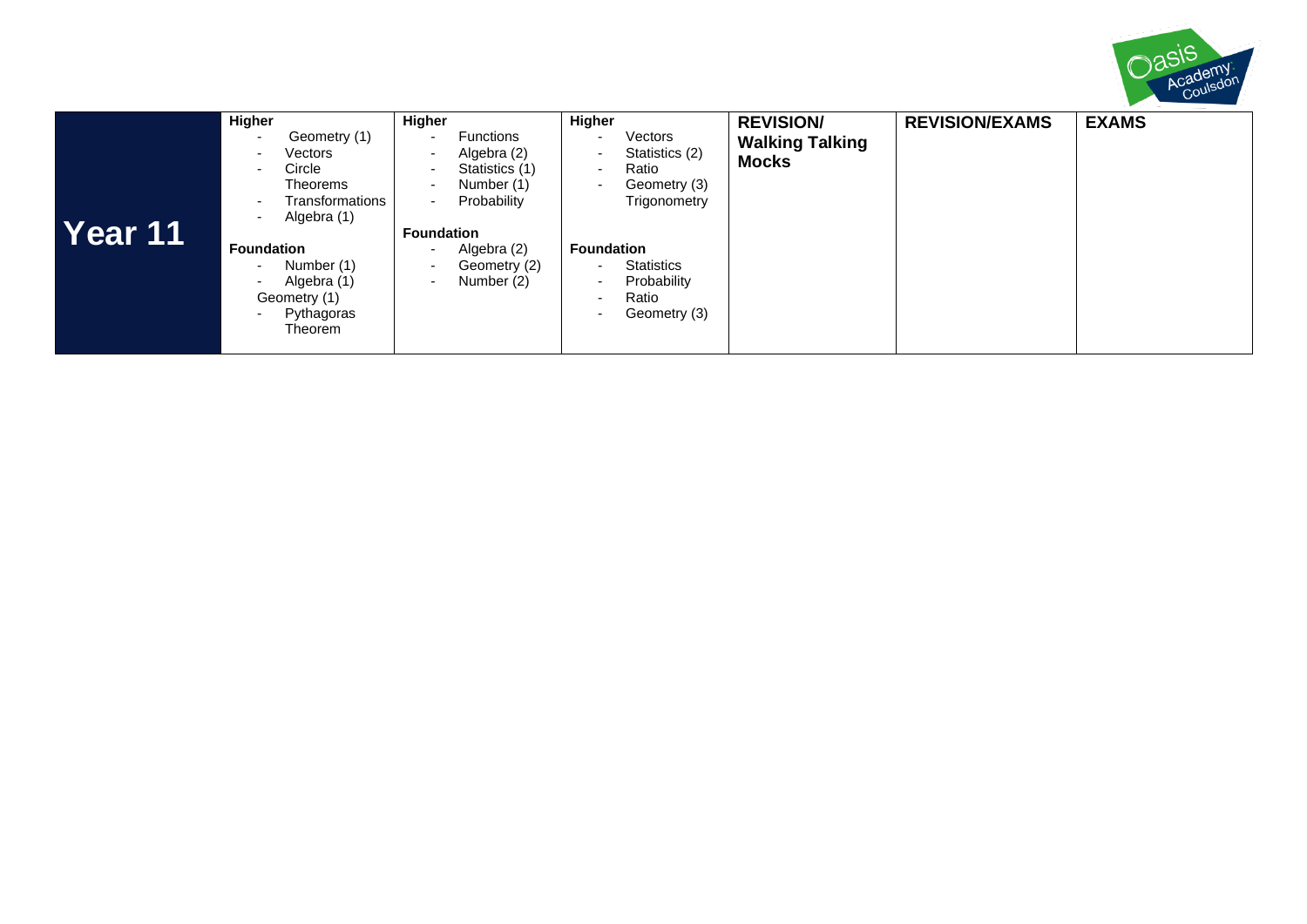| | | | | | | |
|---|---|---|---|---|---|---|
| **Year 11** | **Higher**<br>- Geometry (1)<br>- Vectors<br>- Circle Theorems<br>- Transformations<br>- Algebra (1)<br><br>**Foundation**<br>- Number (1)<br>- Algebra (1)<br>Geometry (1)<br>- Pythagoras Theorem | **Higher**<br>- Functions<br>- Algebra (2)<br>- Statistics (1)<br>- Number (1)<br>- Probability<br><br>**Foundation**<br>- Algebra (2)<br>- Geometry (2)<br>- Number (2) | **Higher**<br>- Vectors<br>- Statistics (2)<br>- Ratio<br>- Geometry (3) Trigonometry<br><br>**Foundation**<br>- Statistics<br>- Probability<br>- Ratio<br>- Geometry (3) | **REVISION/ Walking Talking Mocks** | **REVISION/EXAMS** | **EXAMS** |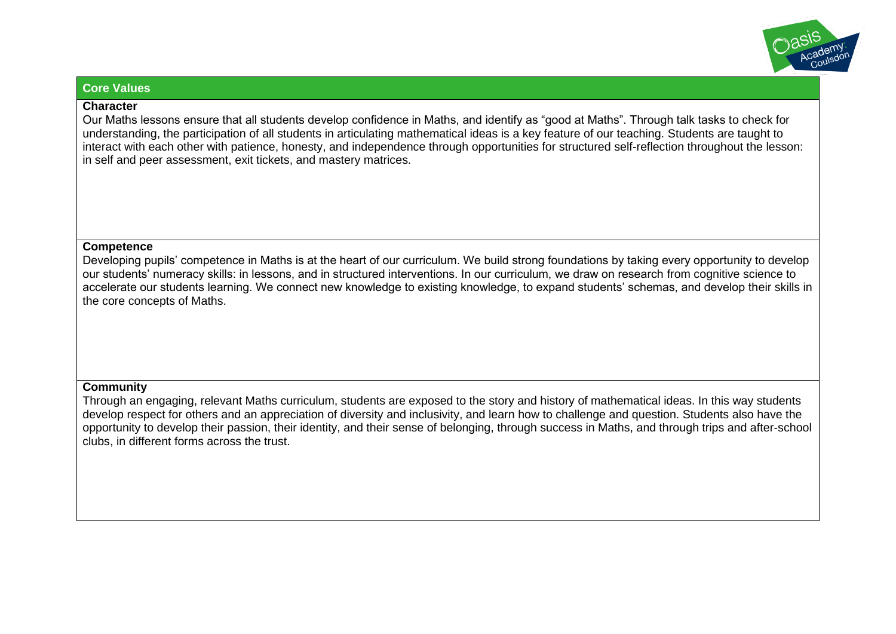## Core Values

### Character

Our Maths lessons ensure that all students develop confidence in Maths, and identify as "good at Maths". Through talk tasks to check for understanding, the participation of all students in articulating mathematical ideas is a key feature of our teaching. Students are taught to interact with each other with patience, honesty, and independence through opportunities for structured self-reflection throughout the lesson: in self and peer assessment, exit tickets, and mastery matrices.

### Competence

Developing pupils' competence in Maths is at the heart of our curriculum. We build strong foundations by taking every opportunity to develop our students' numeracy skills: in lessons, and in structured interventions. In our curriculum, we draw on research from cognitive science to accelerate our students learning. We connect new knowledge to existing knowledge, to expand students' schemas, and develop their skills in the core concepts of Maths.

### Community

Through an engaging, relevant Maths curriculum, students are exposed to the story and history of mathematical ideas. In this way students develop respect for others and an appreciation of diversity and inclusivity, and learn how to challenge and question. Students also have the opportunity to develop their passion, their identity, and their sense of belonging, through success in Maths, and through trips and after-school clubs, in different forms across the trust.